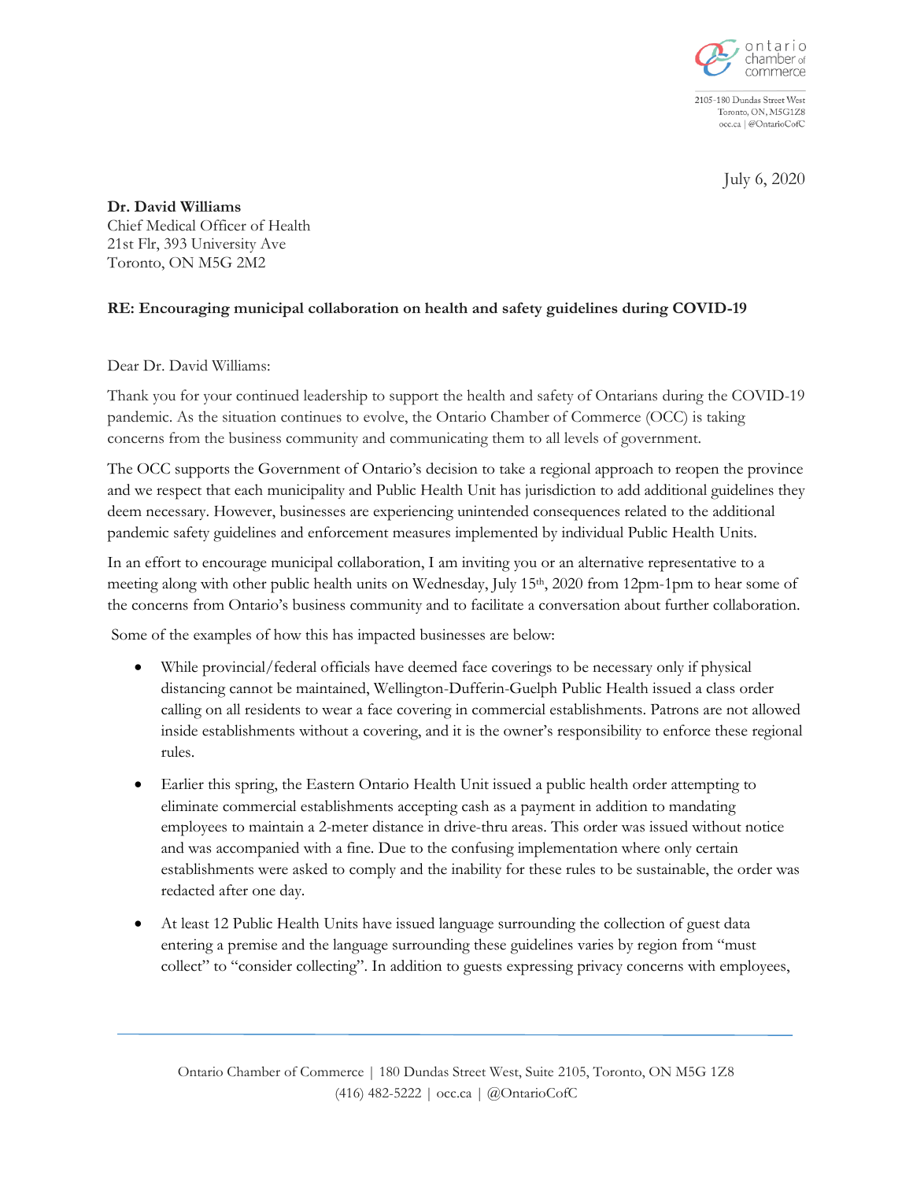ontario chamber of commerce

2105-180 Dundas Street West
Toronto, ON, M5G1Z8
occ.ca | @OntarioCofC

July 6, 2020

**Dr. David Williams**
Chief Medical Officer of Health
21st Flr, 393 University Ave
Toronto, ON M5G 2M2

**RE: Encouraging municipal collaboration on health and safety guidelines during COVID-19**

Dear Dr. David Williams:

Thank you for your continued leadership to support the health and safety of Ontarians during the COVID-19 pandemic. As the situation continues to evolve, the Ontario Chamber of Commerce (OCC) is taking concerns from the business community and communicating them to all levels of government.

The OCC supports the Government of Ontario's decision to take a regional approach to reopen the province and we respect that each municipality and Public Health Unit has jurisdiction to add additional guidelines they deem necessary. However, businesses are experiencing unintended consequences related to the additional pandemic safety guidelines and enforcement measures implemented by individual Public Health Units.

In an effort to encourage municipal collaboration, I am inviting you or an alternative representative to a meeting along with other public health units on Wednesday, July 15th, 2020 from 12pm-1pm to hear some of the concerns from Ontario's business community and to facilitate a conversation about further collaboration.

Some of the examples of how this has impacted businesses are below:

- While provincial/federal officials have deemed face coverings to be necessary only if physical distancing cannot be maintained, Wellington-Dufferin-Guelph Public Health issued a class order calling on all residents to wear a face covering in commercial establishments. Patrons are not allowed inside establishments without a covering, and it is the owner's responsibility to enforce these regional rules.
- Earlier this spring, the Eastern Ontario Health Unit issued a public health order attempting to eliminate commercial establishments accepting cash as a payment in addition to mandating employees to maintain a 2-meter distance in drive-thru areas. This order was issued without notice and was accompanied with a fine. Due to the confusing implementation where only certain establishments were asked to comply and the inability for these rules to be sustainable, the order was redacted after one day.
- At least 12 Public Health Units have issued language surrounding the collection of guest data entering a premise and the language surrounding these guidelines varies by region from "must collect" to "consider collecting". In addition to guests expressing privacy concerns with employees,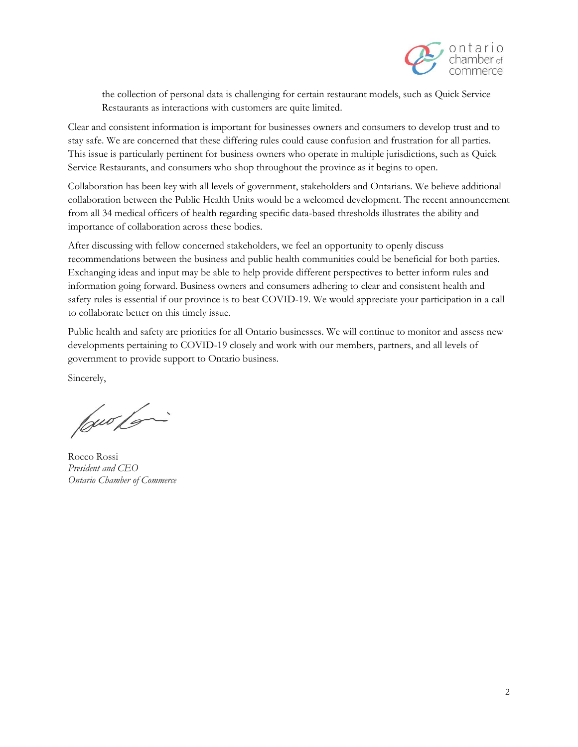the collection of personal data is challenging for certain restaurant models, such as Quick Service Restaurants as interactions with customers are quite limited.

Clear and consistent information is important for businesses owners and consumers to develop trust and to stay safe. We are concerned that these differing rules could cause confusion and frustration for all parties. This issue is particularly pertinent for business owners who operate in multiple jurisdictions, such as Quick Service Restaurants, and consumers who shop throughout the province as it begins to open.

Collaboration has been key with all levels of government, stakeholders and Ontarians. We believe additional collaboration between the Public Health Units would be a welcomed development. The recent announcement from all 34 medical officers of health regarding specific data-based thresholds illustrates the ability and importance of collaboration across these bodies.

After discussing with fellow concerned stakeholders, we feel an opportunity to openly discuss recommendations between the business and public health communities could be beneficial for both parties. Exchanging ideas and input may be able to help provide different perspectives to better inform rules and information going forward. Business owners and consumers adhering to clear and consistent health and safety rules is essential if our province is to beat COVID-19. We would appreciate your participation in a call to collaborate better on this timely issue.

Public health and safety are priorities for all Ontario businesses. We will continue to monitor and assess new developments pertaining to COVID-19 closely and work with our members, partners, and all levels of government to provide support to Ontario business.

Sincerely,

Rocco Rossi
*President and CEO*
*Ontario Chamber of Commerce*